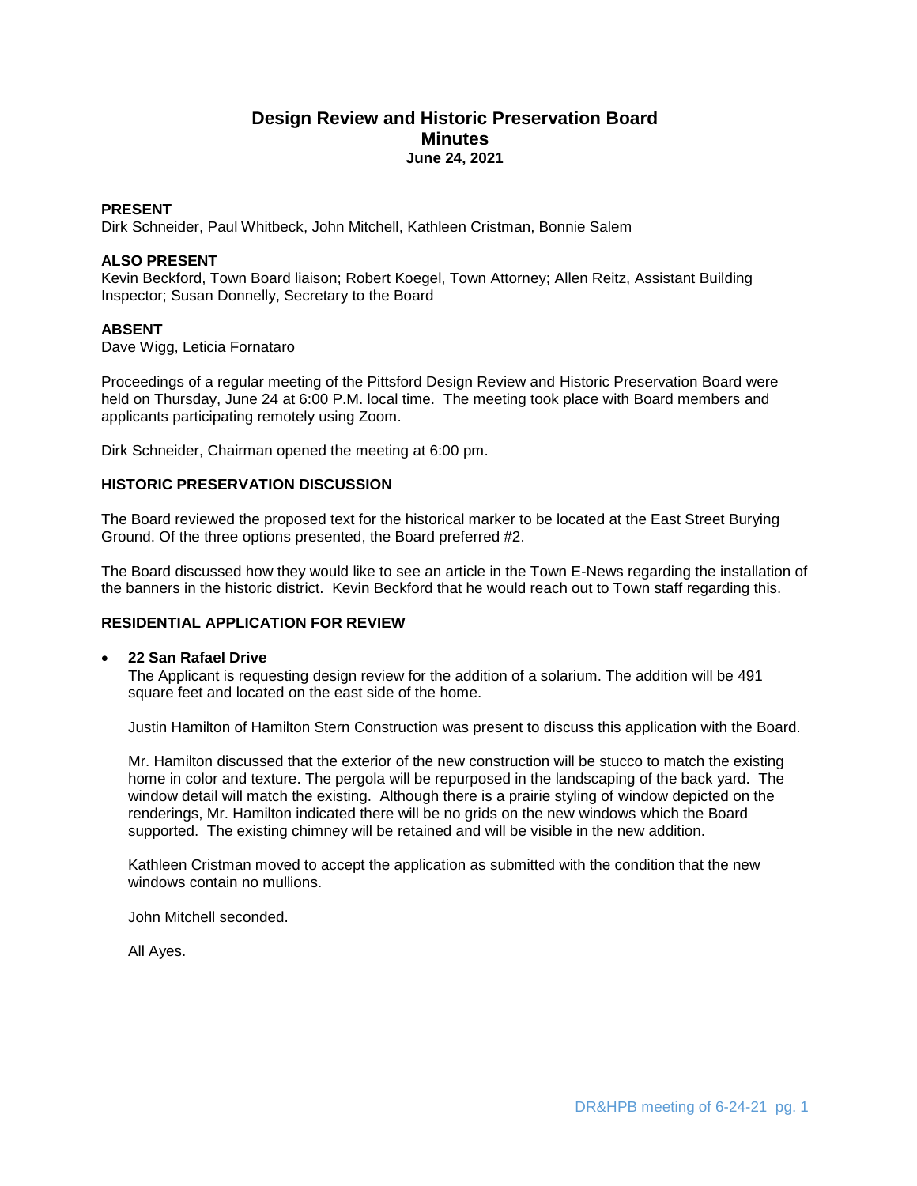# Design Review and Historic Preservation Board
## Minutes
**June 24, 2021**

**PRESENT**
Dirk Schneider, Paul Whitbeck, John Mitchell, Kathleen Cristman, Bonnie Salem

**ALSO PRESENT**
Kevin Beckford, Town Board liaison; Robert Koegel, Town Attorney; Allen Reitz, Assistant Building Inspector; Susan Donnelly, Secretary to the Board

**ABSENT**
Dave Wigg, Leticia Fornataro

Proceedings of a regular meeting of the Pittsford Design Review and Historic Preservation Board were held on Thursday, June 24 at 6:00 P.M. local time. The meeting took place with Board members and applicants participating remotely using Zoom.

Dirk Schneider, Chairman opened the meeting at 6:00 pm.

**HISTORIC PRESERVATION DISCUSSION**

The Board reviewed the proposed text for the historical marker to be located at the East Street Burying Ground. Of the three options presented, the Board preferred #2.

The Board discussed how they would like to see an article in the Town E-News regarding the installation of the banners in the historic district. Kevin Beckford that he would reach out to Town staff regarding this.

**RESIDENTIAL APPLICATION FOR REVIEW**

- **22 San Rafael Drive**
  The Applicant is requesting design review for the addition of a solarium. The addition will be 491 square feet and located on the east side of the home.

  Justin Hamilton of Hamilton Stern Construction was present to discuss this application with the Board.

  Mr. Hamilton discussed that the exterior of the new construction will be stucco to match the existing home in color and texture. The pergola will be repurposed in the landscaping of the back yard. The window detail will match the existing. Although there is a prairie styling of window depicted on the renderings, Mr. Hamilton indicated there will be no grids on the new windows which the Board supported. The existing chimney will be retained and will be visible in the new addition.

  Kathleen Cristman moved to accept the application as submitted with the condition that the new windows contain no mullions.

  John Mitchell seconded.

  All Ayes.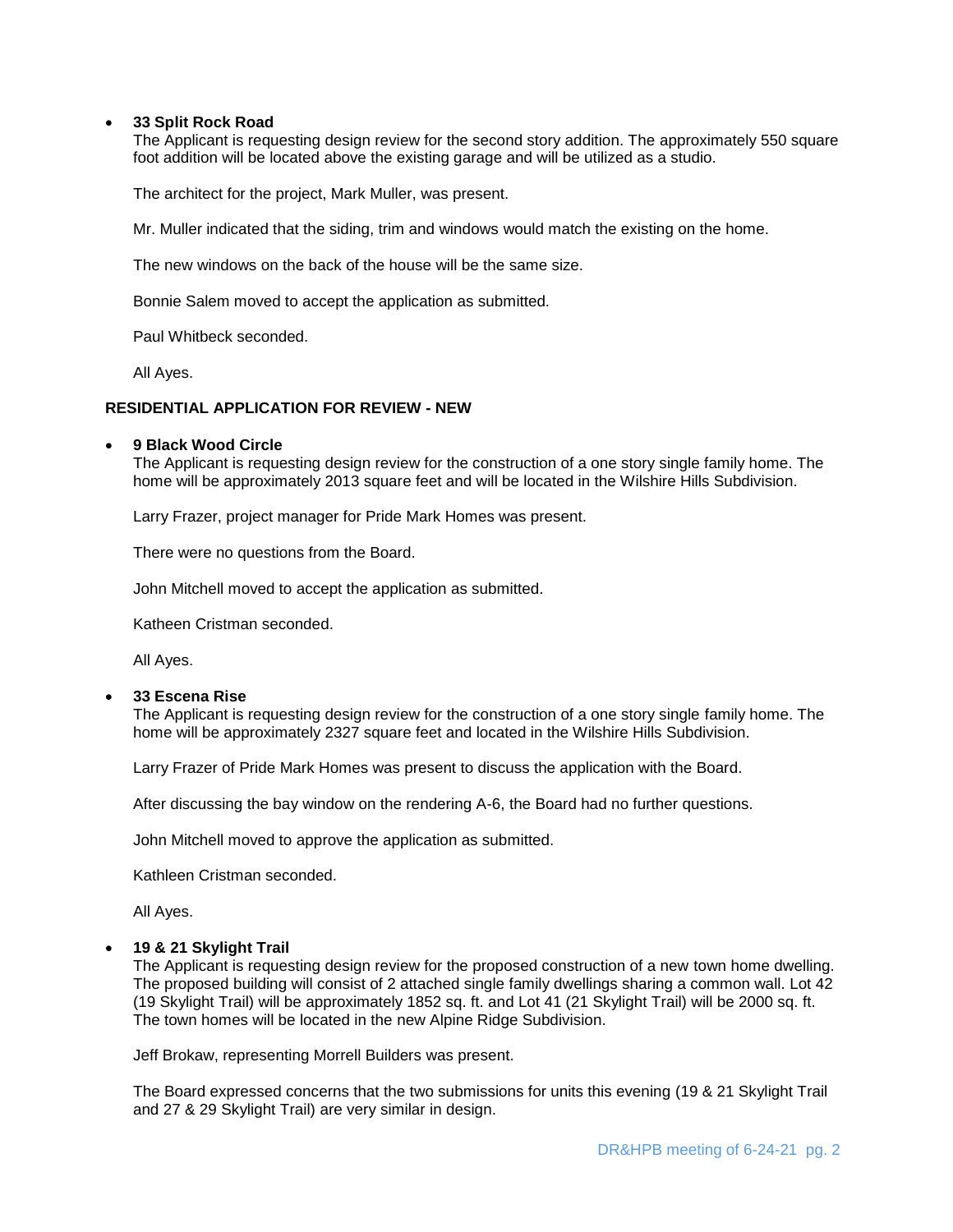- **33 Split Rock Road**
  The Applicant is requesting design review for the second story addition. The approximately 550 square foot addition will be located above the existing garage and will be utilized as a studio.

  The architect for the project, Mark Muller, was present.

  Mr. Muller indicated that the siding, trim and windows would match the existing on the home.

  The new windows on the back of the house will be the same size.

  Bonnie Salem moved to accept the application as submitted.

  Paul Whitbeck seconded.

  All Ayes.

**RESIDENTIAL APPLICATION FOR REVIEW - NEW**

- **9 Black Wood Circle**
  The Applicant is requesting design review for the construction of a one story single family home. The home will be approximately 2013 square feet and will be located in the Wilshire Hills Subdivision.

  Larry Frazer, project manager for Pride Mark Homes was present.

  There were no questions from the Board.

  John Mitchell moved to accept the application as submitted.

  Katheen Cristman seconded.

  All Ayes.

- **33 Escena Rise**
  The Applicant is requesting design review for the construction of a one story single family home. The home will be approximately 2327 square feet and located in the Wilshire Hills Subdivision.

  Larry Frazer of Pride Mark Homes was present to discuss the application with the Board.

  After discussing the bay window on the rendering A-6, the Board had no further questions.

  John Mitchell moved to approve the application as submitted.

  Kathleen Cristman seconded.

  All Ayes.

- **19 & 21 Skylight Trail**
  The Applicant is requesting design review for the proposed construction of a new town home dwelling. The proposed building will consist of 2 attached single family dwellings sharing a common wall. Lot 42 (19 Skylight Trail) will be approximately 1852 sq. ft. and Lot 41 (21 Skylight Trail) will be 2000 sq. ft. The town homes will be located in the new Alpine Ridge Subdivision.

  Jeff Brokaw, representing Morrell Builders was present.

  The Board expressed concerns that the two submissions for units this evening (19 & 21 Skylight Trail and 27 & 29 Skylight Trail) are very similar in design.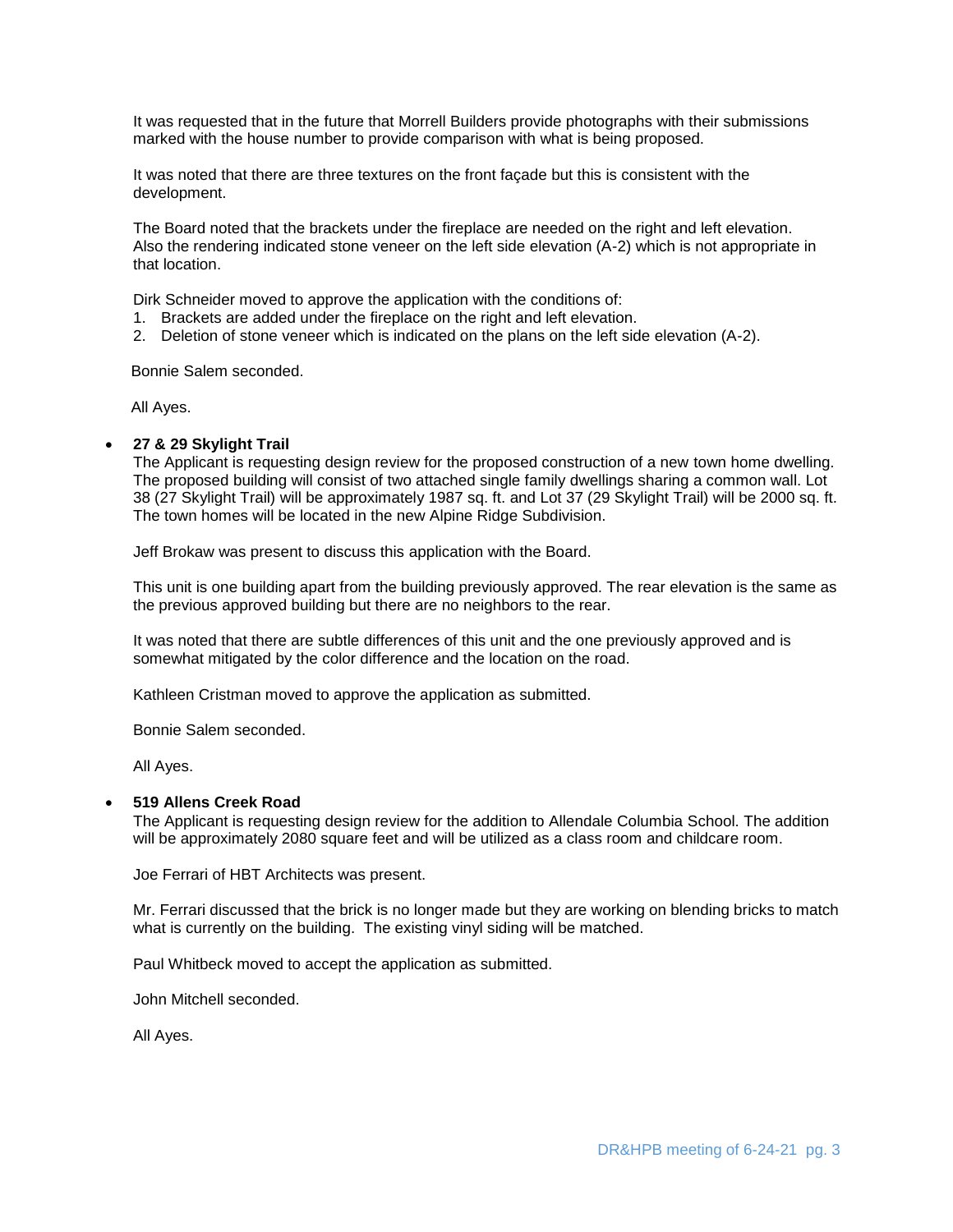It was requested that in the future that Morrell Builders provide photographs with their submissions marked with the house number to provide comparison with what is being proposed.

It was noted that there are three textures on the front façade but this is consistent with the development.

The Board noted that the brackets under the fireplace are needed on the right and left elevation. Also the rendering indicated stone veneer on the left side elevation (A-2) which is not appropriate in that location.

Dirk Schneider moved to approve the application with the conditions of:

1. Brackets are added under the fireplace on the right and left elevation.
2. Deletion of stone veneer which is indicated on the plans on the left side elevation (A-2).

Bonnie Salem seconded.

All Ayes.

- **27 & 29 Skylight Trail**
  The Applicant is requesting design review for the proposed construction of a new town home dwelling. The proposed building will consist of two attached single family dwellings sharing a common wall. Lot 38 (27 Skylight Trail) will be approximately 1987 sq. ft. and Lot 37 (29 Skylight Trail) will be 2000 sq. ft. The town homes will be located in the new Alpine Ridge Subdivision.

  Jeff Brokaw was present to discuss this application with the Board.

  This unit is one building apart from the building previously approved. The rear elevation is the same as the previous approved building but there are no neighbors to the rear.

  It was noted that there are subtle differences of this unit and the one previously approved and is somewhat mitigated by the color difference and the location on the road.

  Kathleen Cristman moved to approve the application as submitted.

  Bonnie Salem seconded.

  All Ayes.

- **519 Allens Creek Road**
  The Applicant is requesting design review for the addition to Allendale Columbia School. The addition will be approximately 2080 square feet and will be utilized as a class room and childcare room.

  Joe Ferrari of HBT Architects was present.

  Mr. Ferrari discussed that the brick is no longer made but they are working on blending bricks to match what is currently on the building. The existing vinyl siding will be matched.

  Paul Whitbeck moved to accept the application as submitted.

  John Mitchell seconded.

  All Ayes.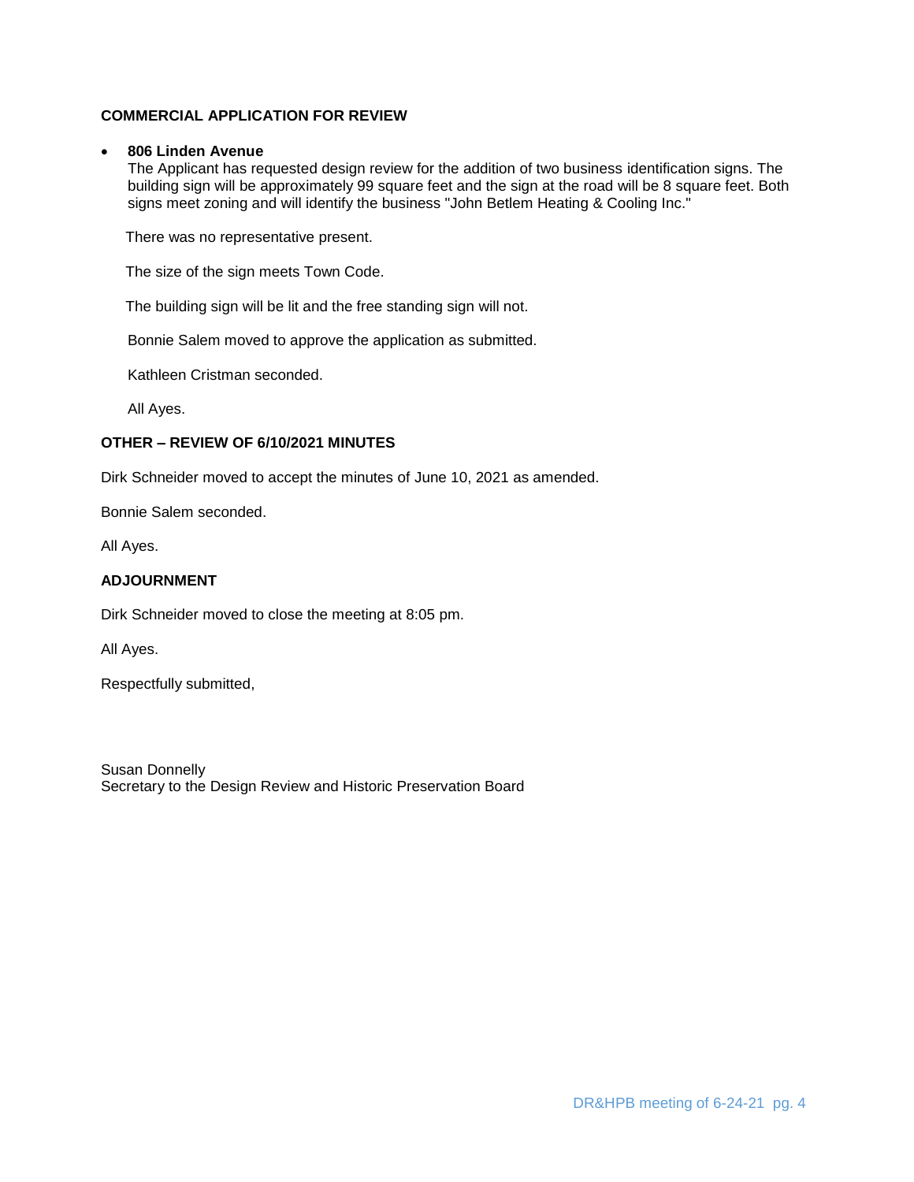**COMMERCIAL APPLICATION FOR REVIEW**

- **806 Linden Avenue**
  The Applicant has requested design review for the addition of two business identification signs. The building sign will be approximately 99 square feet and the sign at the road will be 8 square feet. Both signs meet zoning and will identify the business "John Betlem Heating & Cooling Inc."

  There was no representative present.

  The size of the sign meets Town Code.

  The building sign will be lit and the free standing sign will not.

  Bonnie Salem moved to approve the application as submitted.

  Kathleen Cristman seconded.

  All Ayes.

**OTHER – REVIEW OF 6/10/2021 MINUTES**

Dirk Schneider moved to accept the minutes of June 10, 2021 as amended.

Bonnie Salem seconded.

All Ayes.

**ADJOURNMENT**

Dirk Schneider moved to close the meeting at 8:05 pm.

All Ayes.

Respectfully submitted,

Susan Donnelly
Secretary to the Design Review and Historic Preservation Board